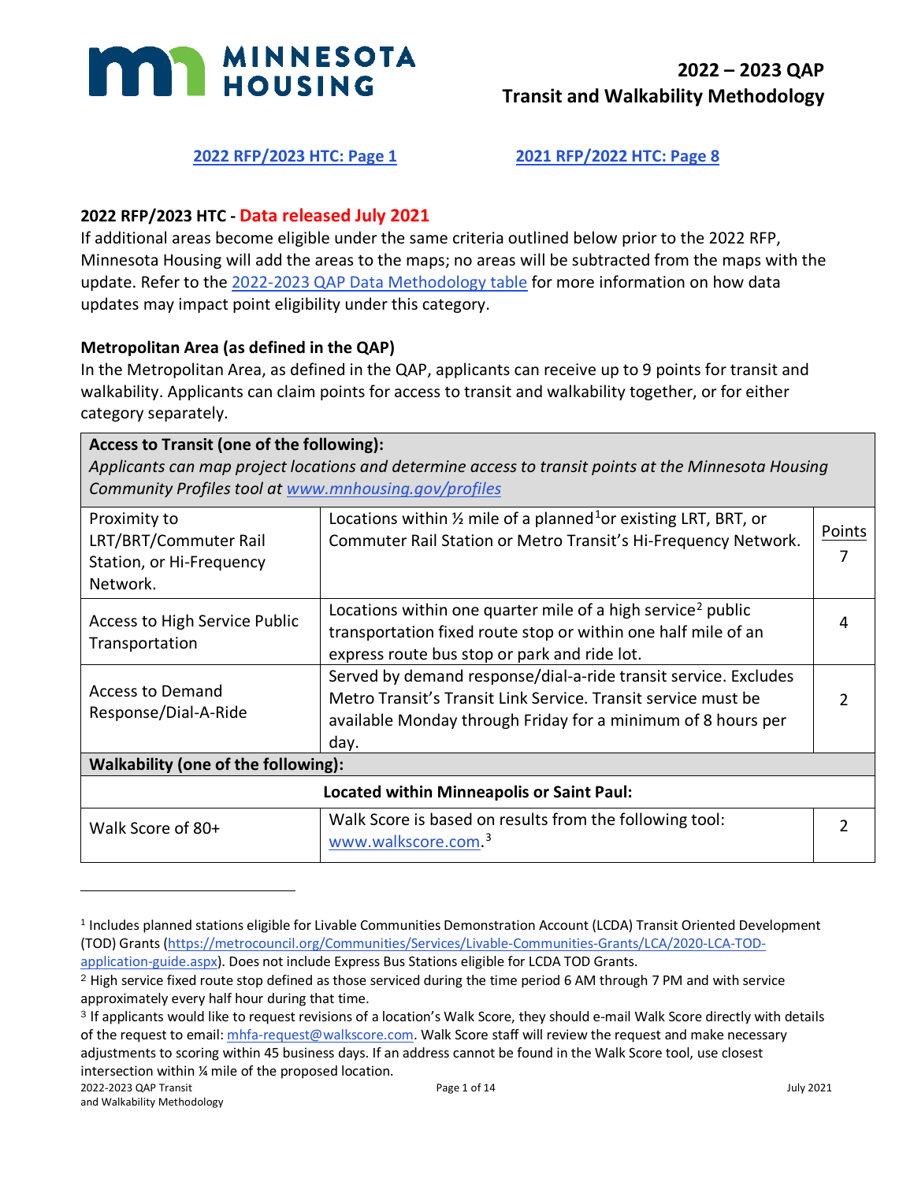# MINNESOTA HOUSING

## 2022 – 2023 QAP Transit and Walkability Methodology

[2022 RFP/2023 HTC: Page 1](#) [2021 RFP/2022 HTC: Page 8](#)

### 2022 RFP/2023 HTC - Data released July 2021

If additional areas become eligible under the same criteria outlined below prior to the 2022 RFP, Minnesota Housing will add the areas to the maps; no areas will be subtracted from the maps with the update. Refer to the [2022-2023 QAP Data Methodology table](#) for more information on how data updates may impact point eligibility under this category.

### Metropolitan Area (as defined in the QAP)

In the Metropolitan Area, as defined in the QAP, applicants can receive up to 9 points for transit and walkability. Applicants can claim points for access to transit and walkability together, or for either category separately.

| **Access to Transit (one of the following):** *Applicants can map project locations and determine access to transit points at the Minnesota Housing Community Profiles tool at [www.mnhousing.gov/profiles](www.mnhousing.gov/profiles)* | | |
|---|---|---|
| Proximity to LRT/BRT/Commuter Rail Station, or Hi-Frequency Network. | Locations within ½ mile of a planned[1] or existing LRT, BRT, or Commuter Rail Station or Metro Transit's Hi-Frequency Network. | Points 7 |
| Access to High Service Public Transportation | Locations within one quarter mile of a high service[2] public transportation fixed route stop or within one half mile of an express route bus stop or park and ride lot. | 4 |
| Access to Demand Response/Dial-A-Ride | Served by demand response/dial-a-ride transit service. Excludes Metro Transit's Transit Link Service. Transit service must be available Monday through Friday for a minimum of 8 hours per day. | 2 |
| **Walkability (one of the following):** | | |
| **Located within Minneapolis or Saint Paul:** | | |
| Walk Score of 80+ | Walk Score is based on results from the following tool: [www.walkscore.com](www.walkscore.com).[3] | 2 |

[1] Includes planned stations eligible for Livable Communities Demonstration Account (LCDA) Transit Oriented Development (TOD) Grants (https://metrocouncil.org/Communities/Services/Livable-Communities-Grants/LCA/2020-LCA-TOD-application-guide.aspx). Does not include Express Bus Stations eligible for LCDA TOD Grants.

[2] High service fixed route stop defined as those serviced during the time period 6 AM through 7 PM and with service approximately every half hour during that time.

[3] If applicants would like to request revisions of a location's Walk Score, they should e-mail Walk Score directly with details of the request to email: mhfa-request@walkscore.com. Walk Score staff will review the request and make necessary adjustments to scoring within 45 business days. If an address cannot be found in the Walk Score tool, use closest intersection within ¼ mile of the proposed location.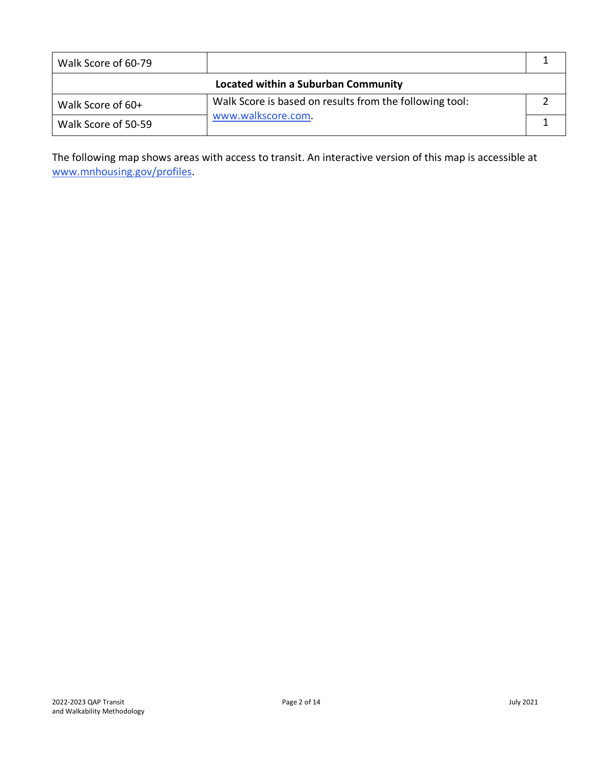| Walk Score of 60-79 | | 1 |
| --- | --- | --- |
| **Located within a Suburban Community** | | |
| Walk Score of 60+ | Walk Score is based on results from the following tool: www.walkscore.com. | 2 |
| Walk Score of 50-59 | | 1 |

The following map shows areas with access to transit. An interactive version of this map is accessible at www.mnhousing.gov/profiles.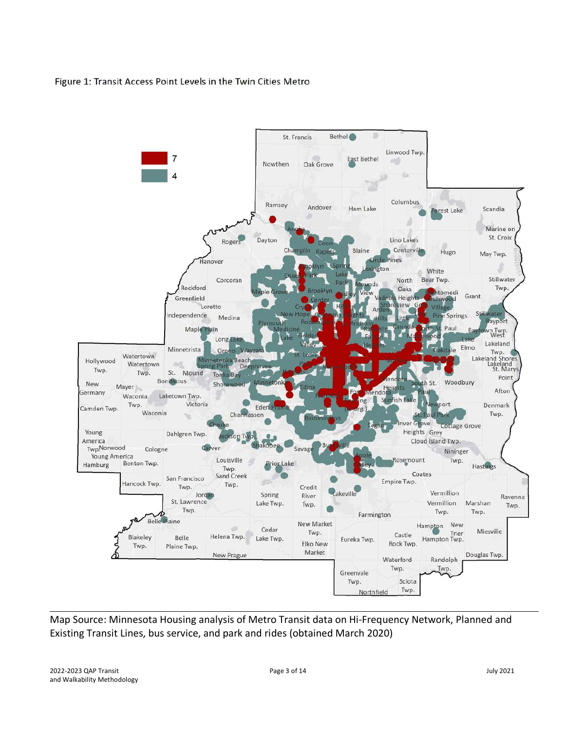Figure 1: Transit Access Point Levels in the Twin Cities Metro

Map Source: Minnesota Housing analysis of Metro Transit data on Hi-Frequency Network, Planned and Existing Transit Lines, bus service, and park and rides (obtained March 2020)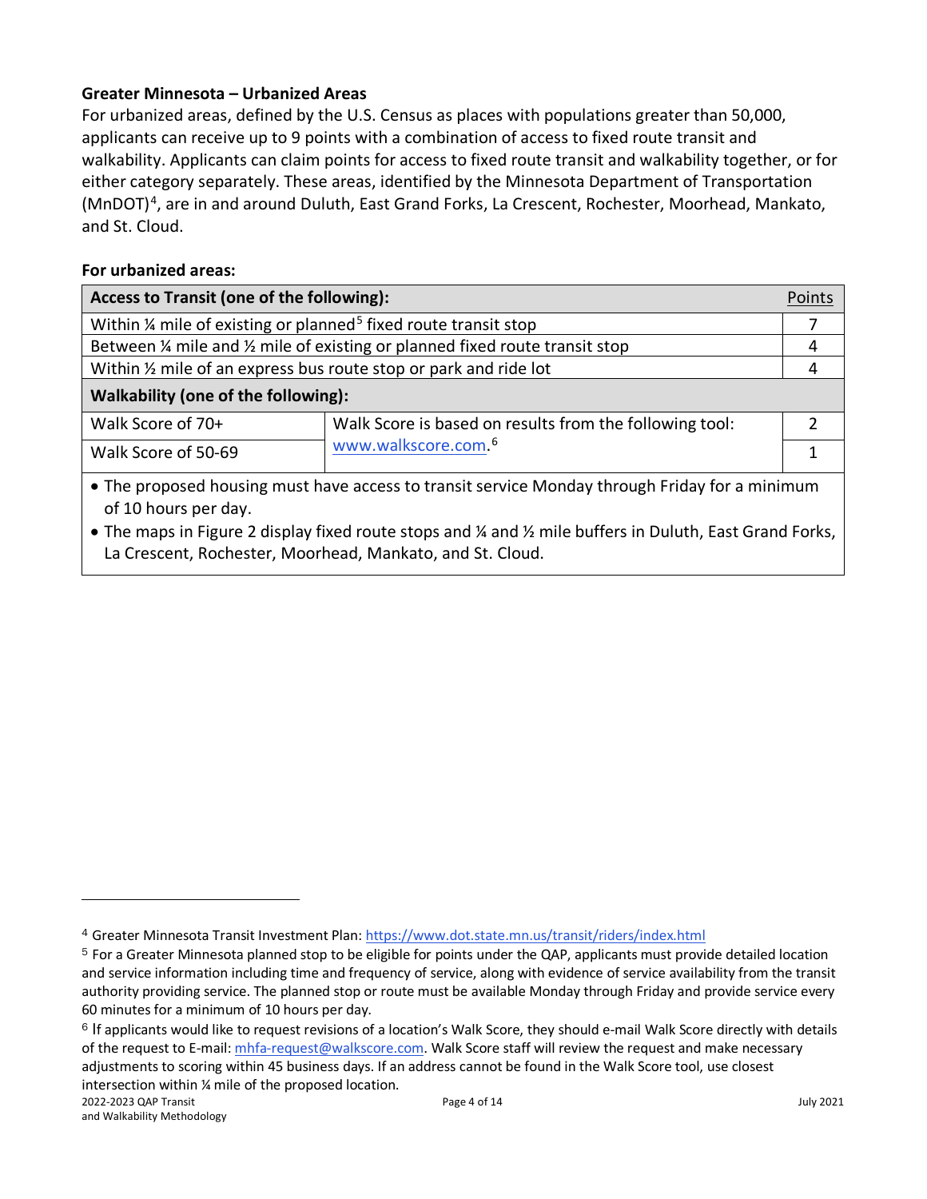**Greater Minnesota – Urbanized Areas**

For urbanized areas, defined by the U.S. Census as places with populations greater than 50,000, applicants can receive up to 9 points with a combination of access to fixed route transit and walkability. Applicants can claim points for access to fixed route transit and walkability together, or for either category separately. These areas, identified by the Minnesota Department of Transportation (MnDOT)[4], are in and around Duluth, East Grand Forks, La Crescent, Rochester, Moorhead, Mankato, and St. Cloud.

**For urbanized areas:**

| **Access to Transit (one of the following):** | | Points |
|---|---|---|
| Within ¼ mile of existing or planned[5] fixed route transit stop | | 7 |
| Between ¼ mile and ½ mile of existing or planned fixed route transit stop | | 4 |
| Within ½ mile of an express bus route stop or park and ride lot | | 4 |
| **Walkability (one of the following):** | | |
| Walk Score of 70+ | Walk Score is based on results from the following tool: www.walkscore.com.[6] | 2 |
| Walk Score of 50-69 | | 1 |

- The proposed housing must have access to transit service Monday through Friday for a minimum of 10 hours per day.
- The maps in Figure 2 display fixed route stops and ¼ and ½ mile buffers in Duluth, East Grand Forks, La Crescent, Rochester, Moorhead, Mankato, and St. Cloud.

[4] Greater Minnesota Transit Investment Plan: https://www.dot.state.mn.us/transit/riders/index.html

[5] For a Greater Minnesota planned stop to be eligible for points under the QAP, applicants must provide detailed location and service information including time and frequency of service, along with evidence of service availability from the transit authority providing service. The planned stop or route must be available Monday through Friday and provide service every 60 minutes for a minimum of 10 hours per day.

[6] If applicants would like to request revisions of a location's Walk Score, they should e-mail Walk Score directly with details of the request to E-mail: mhfa-request@walkscore.com. Walk Score staff will review the request and make necessary adjustments to scoring within 45 business days. If an address cannot be found in the Walk Score tool, use closest intersection within ¼ mile of the proposed location.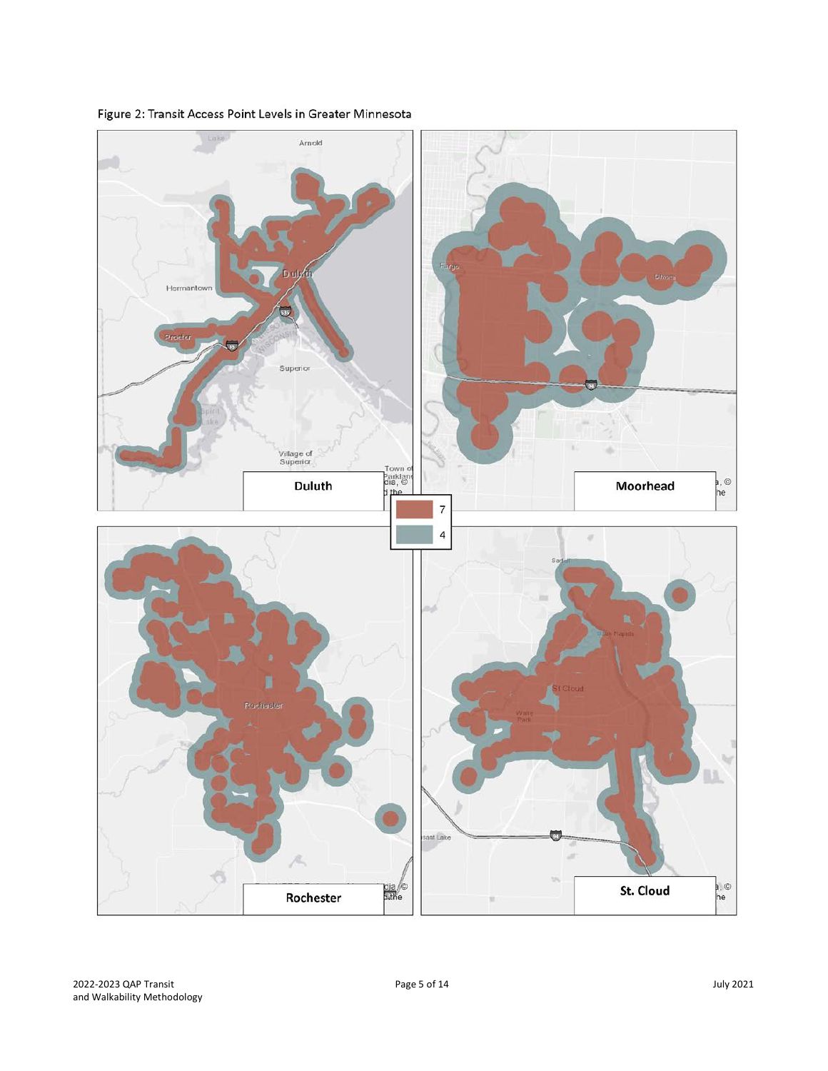Figure 2: Transit Access Point Levels in Greater Minnesota

Duluth

Moorhead

Rochester

St. Cloud

7

4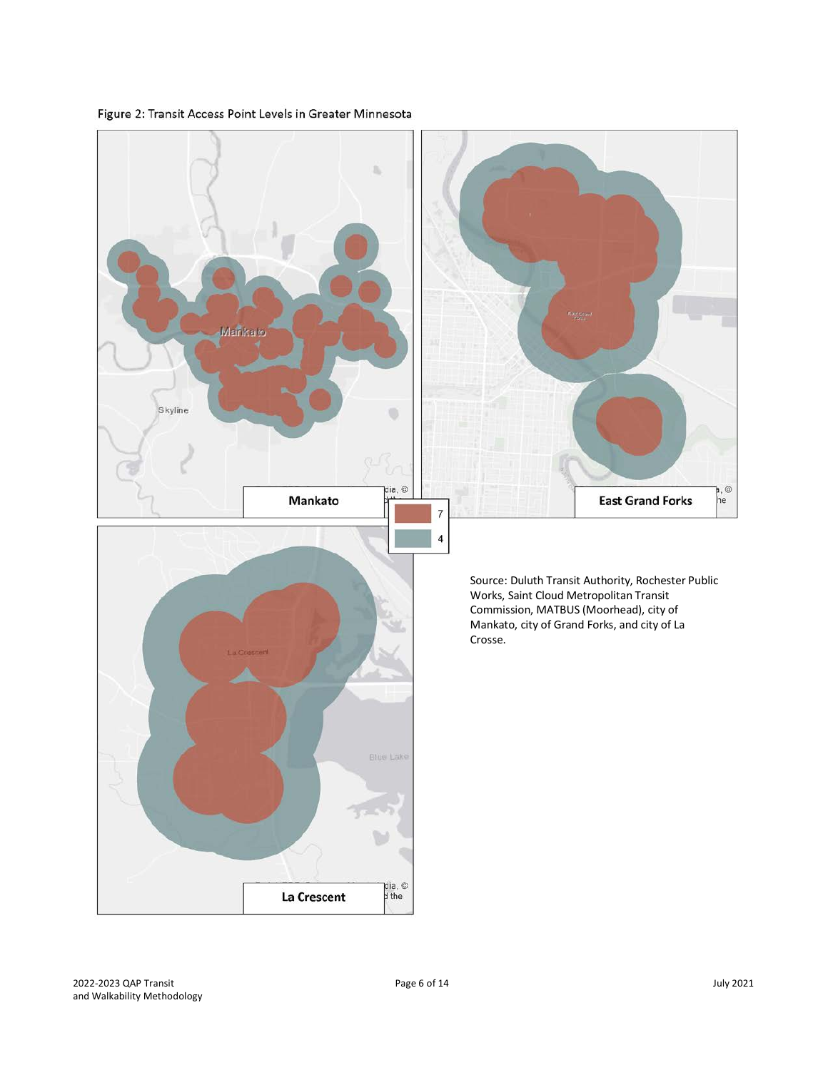Figure 2: Transit Access Point Levels in Greater Minnesota

Mankato

East Grand Forks

La Crescent

7

4

Source: Duluth Transit Authority, Rochester Public Works, Saint Cloud Metropolitan Transit Commission, MATBUS (Moorhead), city of Mankato, city of Grand Forks, and city of La Crosse.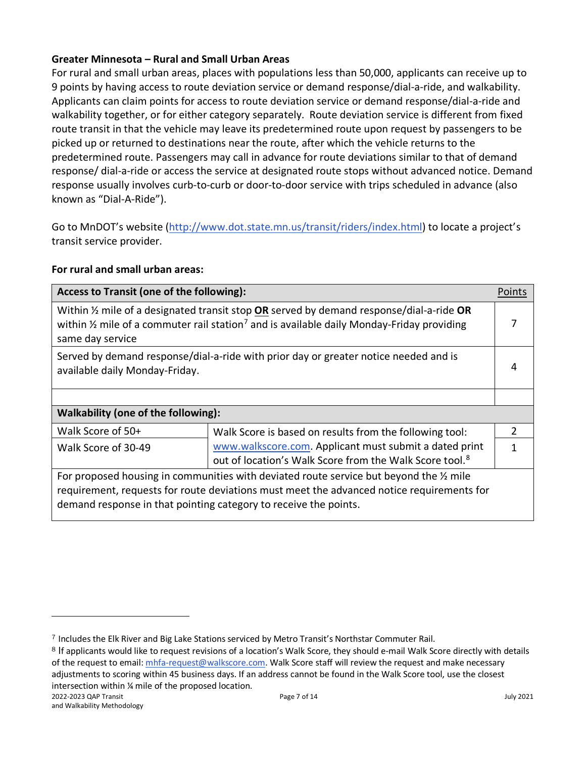**Greater Minnesota – Rural and Small Urban Areas**

For rural and small urban areas, places with populations less than 50,000, applicants can receive up to 9 points by having access to route deviation service or demand response/dial-a-ride, and walkability. Applicants can claim points for access to route deviation service or demand response/dial-a-ride and walkability together, or for either category separately. Route deviation service is different from fixed route transit in that the vehicle may leave its predetermined route upon request by passengers to be picked up or returned to destinations near the route, after which the vehicle returns to the predetermined route. Passengers may call in advance for route deviations similar to that of demand response/ dial-a-ride or access the service at designated route stops without advanced notice. Demand response usually involves curb-to-curb or door-to-door service with trips scheduled in advance (also known as "Dial-A-Ride").

Go to MnDOT's website (http://www.dot.state.mn.us/transit/riders/index.html) to locate a project's transit service provider.

**For rural and small urban areas:**

| **Access to Transit (one of the following):** | | Points |
|---|---|---|
| Within ½ mile of a designated transit stop **OR** served by demand response/dial-a-ride **OR** within ½ mile of a commuter rail station[7] and is available daily Monday-Friday providing same day service | | 7 |
| Served by demand response/dial-a-ride with prior day or greater notice needed and is available daily Monday-Friday. | | 4 |
| | | |
| **Walkability (one of the following):** | | |
| Walk Score of 50+ | Walk Score is based on results from the following tool: www.walkscore.com. Applicant must submit a dated print out of location's Walk Score from the Walk Score tool.[8] | 2 |
| Walk Score of 30-49 | | 1 |
| For proposed housing in communities with deviated route service but beyond the ½ mile requirement, requests for route deviations must meet the advanced notice requirements for demand response in that pointing category to receive the points. | | |

[7] Includes the Elk River and Big Lake Stations serviced by Metro Transit's Northstar Commuter Rail.

[8] If applicants would like to request revisions of a location's Walk Score, they should e-mail Walk Score directly with details of the request to email: mhfa-request@walkscore.com. Walk Score staff will review the request and make necessary adjustments to scoring within 45 business days. If an address cannot be found in the Walk Score tool, use the closest intersection within ¼ mile of the proposed location.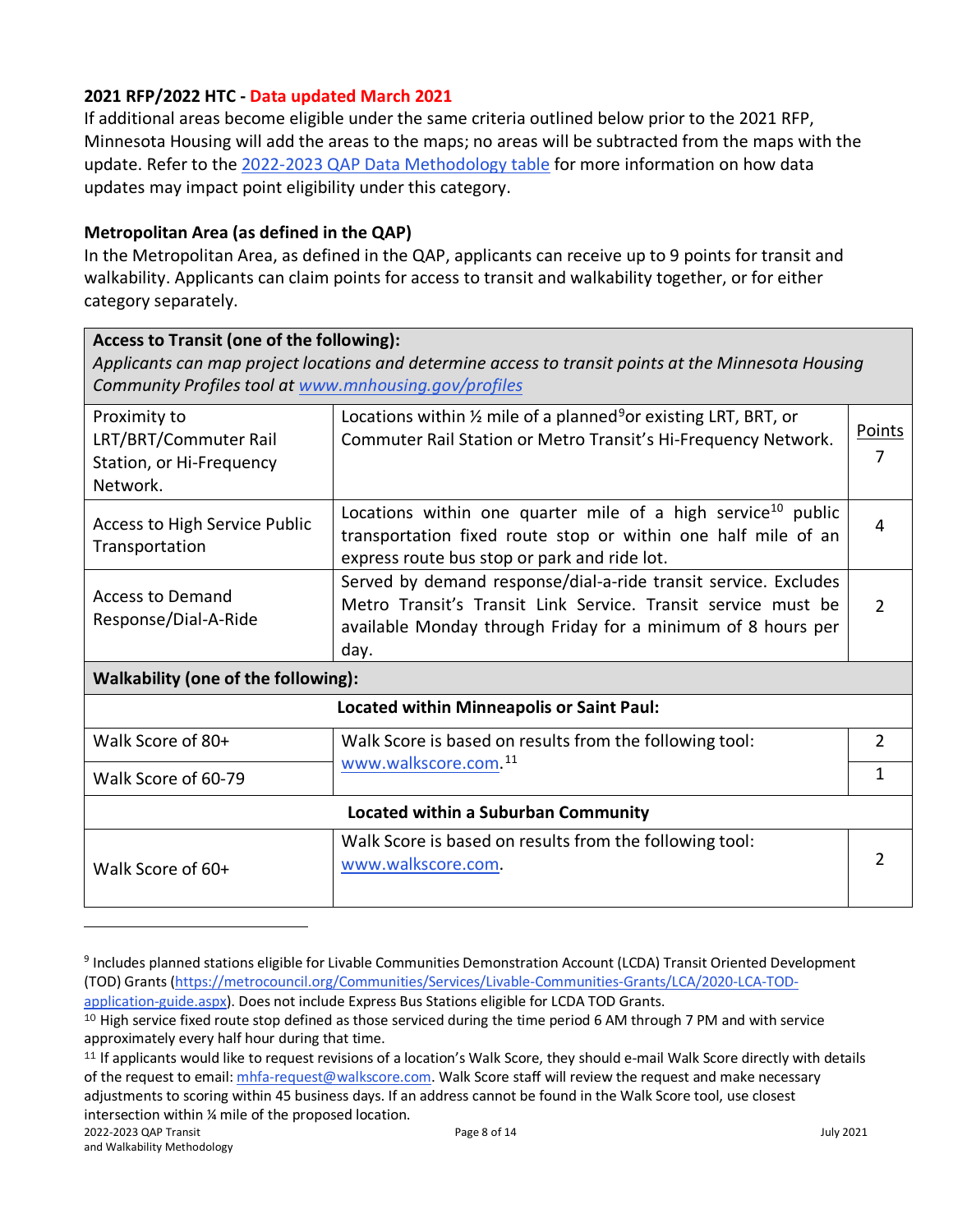### 2021 RFP/2022 HTC - Data updated March 2021

If additional areas become eligible under the same criteria outlined below prior to the 2021 RFP, Minnesota Housing will add the areas to the maps; no areas will be subtracted from the maps with the update. Refer to the [2022-2023 QAP Data Methodology table](2022-2023 QAP Data Methodology table) for more information on how data updates may impact point eligibility under this category.

### Metropolitan Area (as defined in the QAP)

In the Metropolitan Area, as defined in the QAP, applicants can receive up to 9 points for transit and walkability. Applicants can claim points for access to transit and walkability together, or for either category separately.

| **Access to Transit (one of the following):** *Applicants can map project locations and determine access to transit points at the Minnesota Housing Community Profiles tool at [www.mnhousing.gov/profiles](www.mnhousing.gov/profiles)* | | |
|---|---|---|
| Proximity to LRT/BRT/Commuter Rail Station, or Hi-Frequency Network. | Locations within ½ mile of a planned[9] or existing LRT, BRT, or Commuter Rail Station or Metro Transit's Hi-Frequency Network. | Points 7 |
| Access to High Service Public Transportation | Locations within one quarter mile of a high service[10] public transportation fixed route stop or within one half mile of an express route bus stop or park and ride lot. | 4 |
| Access to Demand Response/Dial-A-Ride | Served by demand response/dial-a-ride transit service. Excludes Metro Transit's Transit Link Service. Transit service must be available Monday through Friday for a minimum of 8 hours per day. | 2 |
| **Walkability (one of the following):** | | |
| **Located within Minneapolis or Saint Paul:** | | |
| Walk Score of 80+ | Walk Score is based on results from the following tool: [www.walkscore.com](www.walkscore.com).[11] | 2 |
| Walk Score of 60-79 | | 1 |
| **Located within a Suburban Community** | | |
| Walk Score of 60+ | Walk Score is based on results from the following tool: [www.walkscore.com](www.walkscore.com). | 2 |

[9] Includes planned stations eligible for Livable Communities Demonstration Account (LCDA) Transit Oriented Development (TOD) Grants (https://metrocouncil.org/Communities/Services/Livable-Communities-Grants/LCA/2020-LCA-TOD-application-guide.aspx). Does not include Express Bus Stations eligible for LCDA TOD Grants.

[10] High service fixed route stop defined as those serviced during the time period 6 AM through 7 PM and with service approximately every half hour during that time.

[11] If applicants would like to request revisions of a location's Walk Score, they should e-mail Walk Score directly with details of the request to email: mhfa-request@walkscore.com. Walk Score staff will review the request and make necessary adjustments to scoring within 45 business days. If an address cannot be found in the Walk Score tool, use closest intersection within ¼ mile of the proposed location.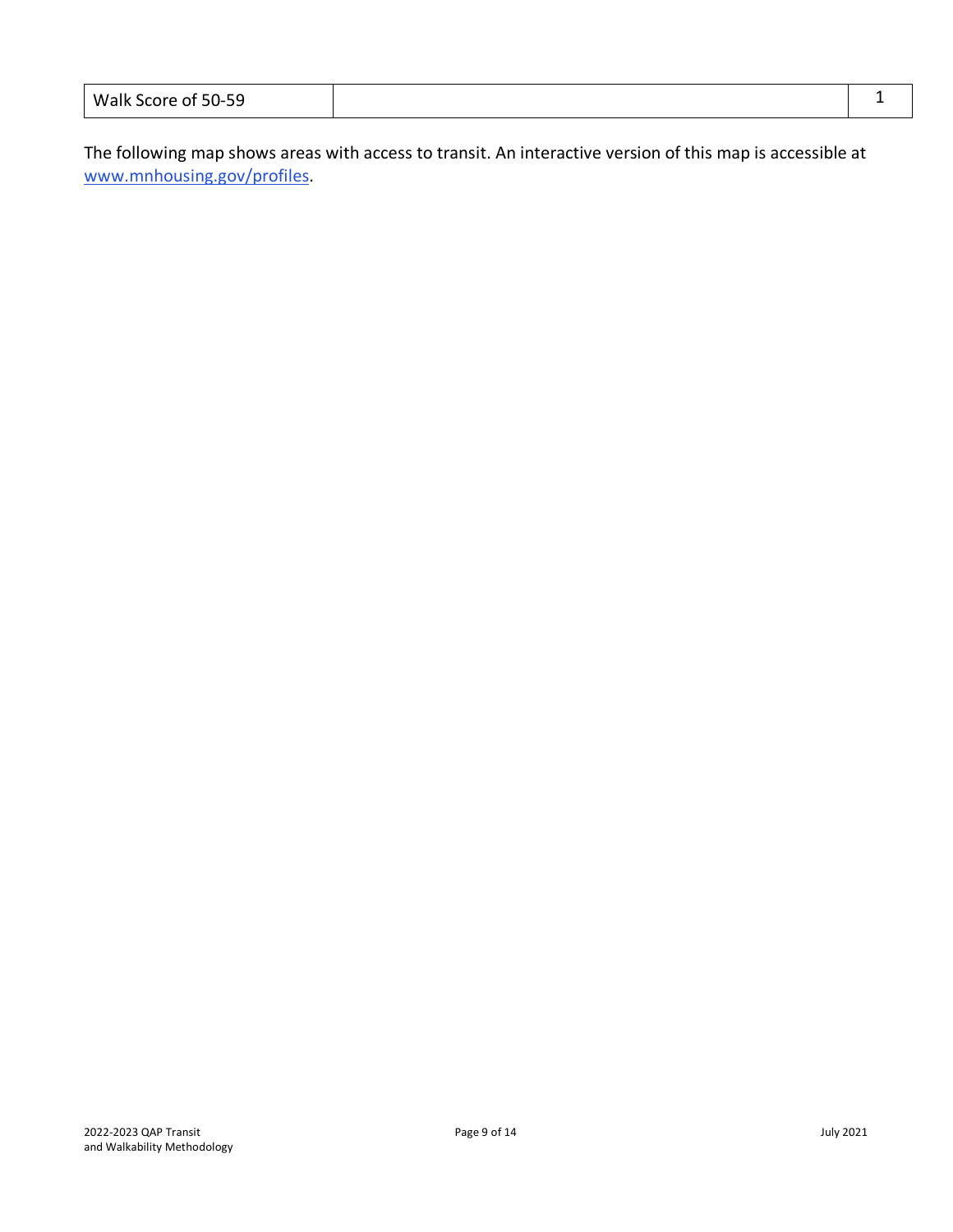| Walk Score of 50-59 | | 1 |
|---|---|---|

The following map shows areas with access to transit. An interactive version of this map is accessible at [www.mnhousing.gov/profiles](http://www.mnhousing.gov/profiles).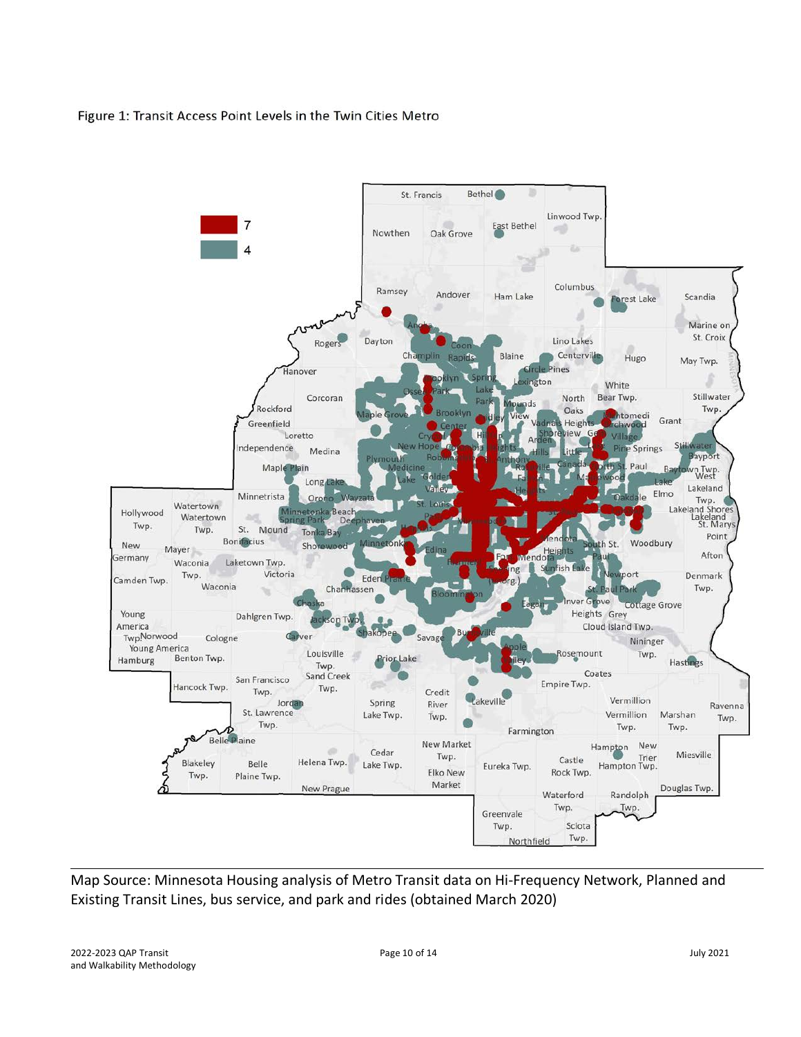Figure 1: Transit Access Point Levels in the Twin Cities Metro

Map Source: Minnesota Housing analysis of Metro Transit data on Hi-Frequency Network, Planned and Existing Transit Lines, bus service, and park and rides (obtained March 2020)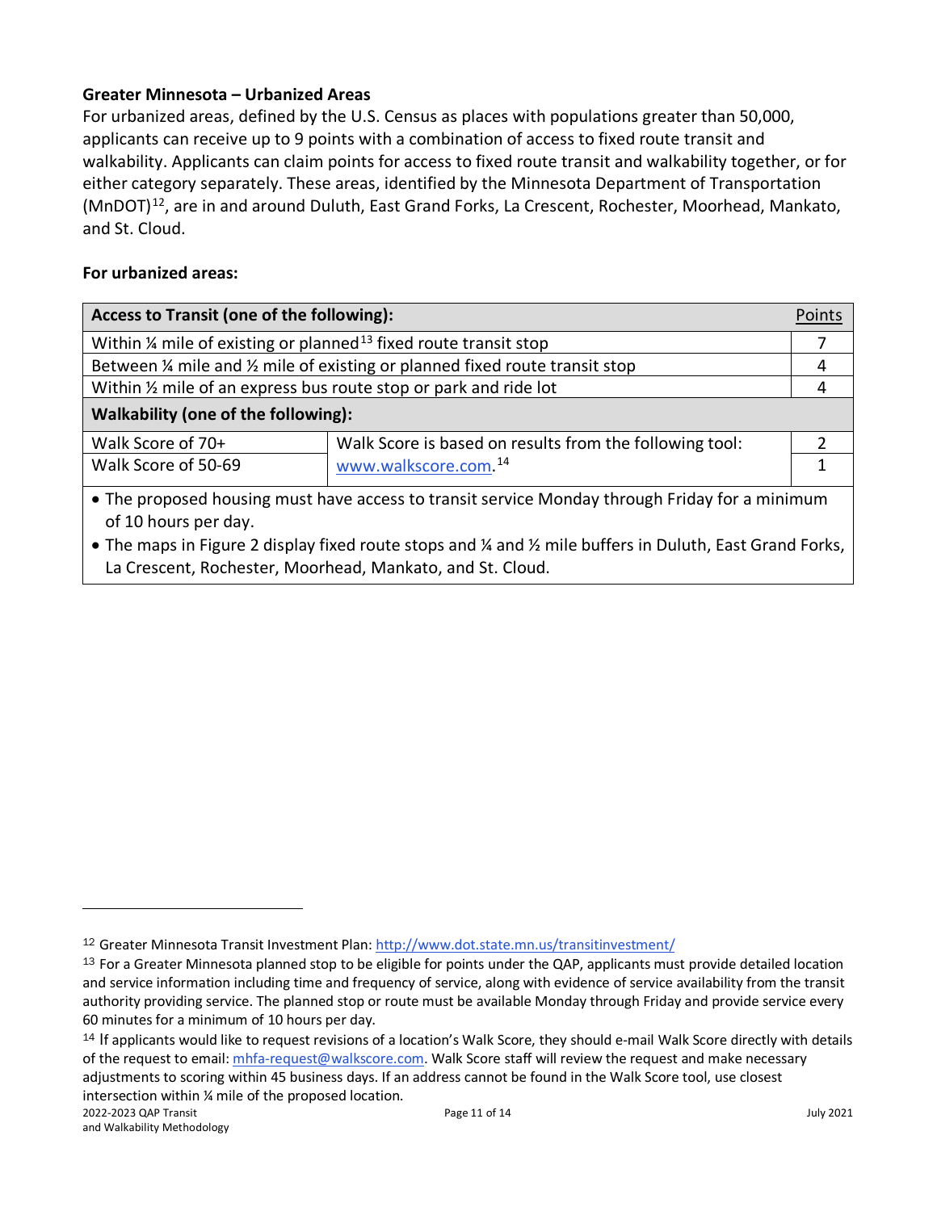**Greater Minnesota – Urbanized Areas**

For urbanized areas, defined by the U.S. Census as places with populations greater than 50,000, applicants can receive up to 9 points with a combination of access to fixed route transit and walkability. Applicants can claim points for access to fixed route transit and walkability together, or for either category separately. These areas, identified by the Minnesota Department of Transportation (MnDOT)[12], are in and around Duluth, East Grand Forks, La Crescent, Rochester, Moorhead, Mankato, and St. Cloud.

**For urbanized areas:**

| **Access to Transit (one of the following):** | | Points |
|---|---|---|
| Within ¼ mile of existing or planned[13] fixed route transit stop | | 7 |
| Between ¼ mile and ½ mile of existing or planned fixed route transit stop | | 4 |
| Within ½ mile of an express bus route stop or park and ride lot | | 4 |
| **Walkability (one of the following):** | | |
| Walk Score of 70+ | Walk Score is based on results from the following tool: www.walkscore.com.[14] | 2 |
| Walk Score of 50-69 | | 1 |
| • The proposed housing must have access to transit service Monday through Friday for a minimum of 10 hours per day. • The maps in Figure 2 display fixed route stops and ¼ and ½ mile buffers in Duluth, East Grand Forks, La Crescent, Rochester, Moorhead, Mankato, and St. Cloud. | | |

[12] Greater Minnesota Transit Investment Plan: http://www.dot.state.mn.us/transitinvestment/

[13] For a Greater Minnesota planned stop to be eligible for points under the QAP, applicants must provide detailed location and service information including time and frequency of service, along with evidence of service availability from the transit authority providing service. The planned stop or route must be available Monday through Friday and provide service every 60 minutes for a minimum of 10 hours per day.

[14] If applicants would like to request revisions of a location's Walk Score, they should e-mail Walk Score directly with details of the request to email: mhfa-request@walkscore.com. Walk Score staff will review the request and make necessary adjustments to scoring within 45 business days. If an address cannot be found in the Walk Score tool, use closest intersection within ¼ mile of the proposed location.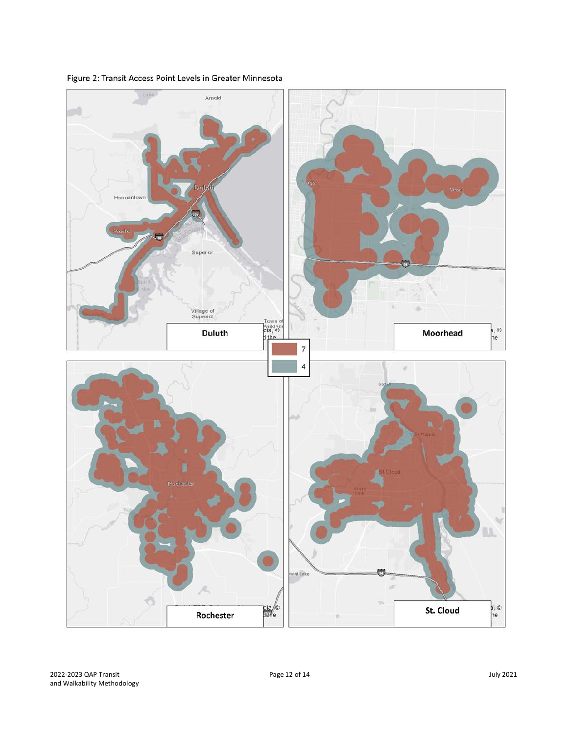Figure 2: Transit Access Point Levels in Greater Minnesota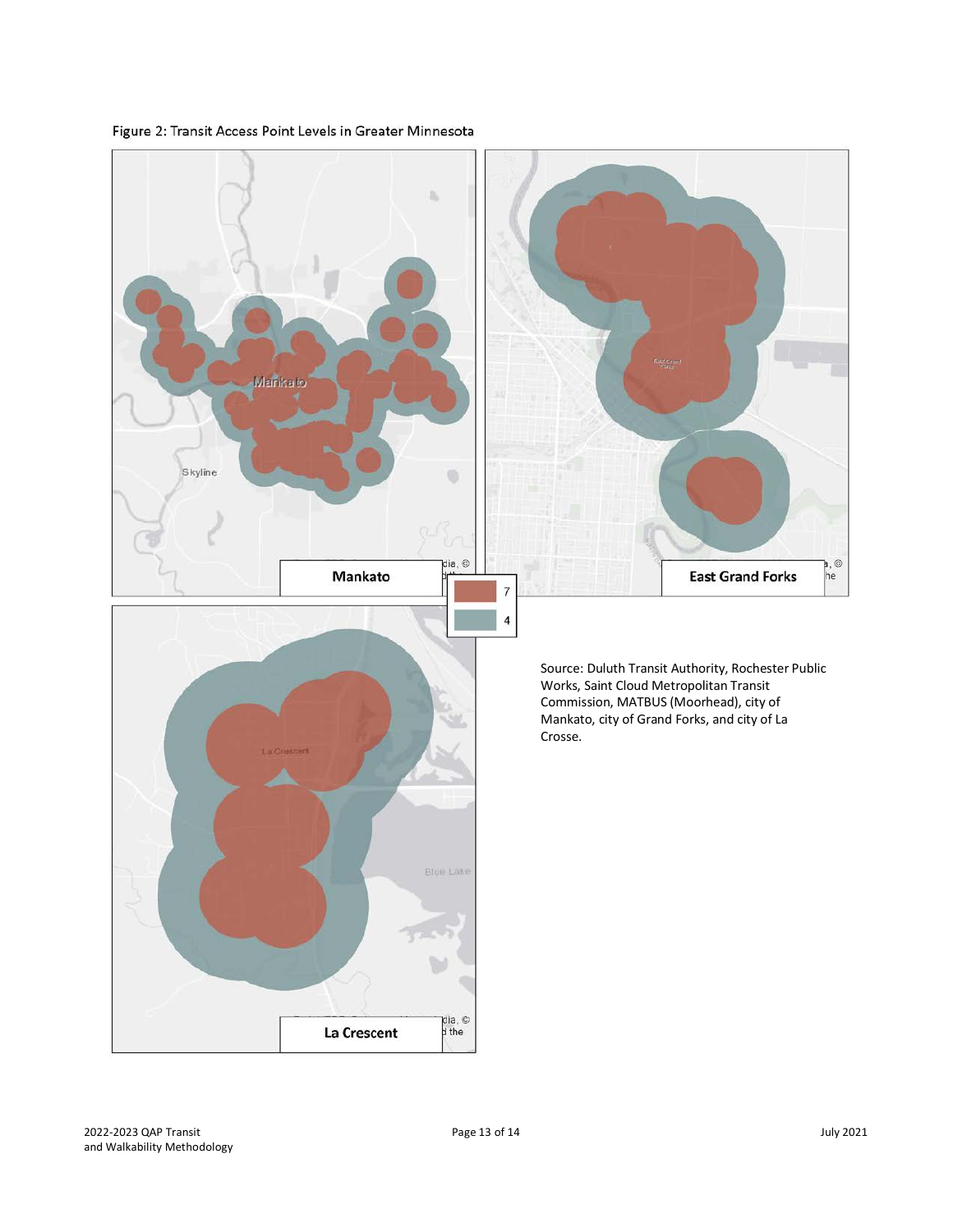Figure 2: Transit Access Point Levels in Greater Minnesota

Source: Duluth Transit Authority, Rochester Public Works, Saint Cloud Metropolitan Transit Commission, MATBUS (Moorhead), city of Mankato, city of Grand Forks, and city of La Crosse.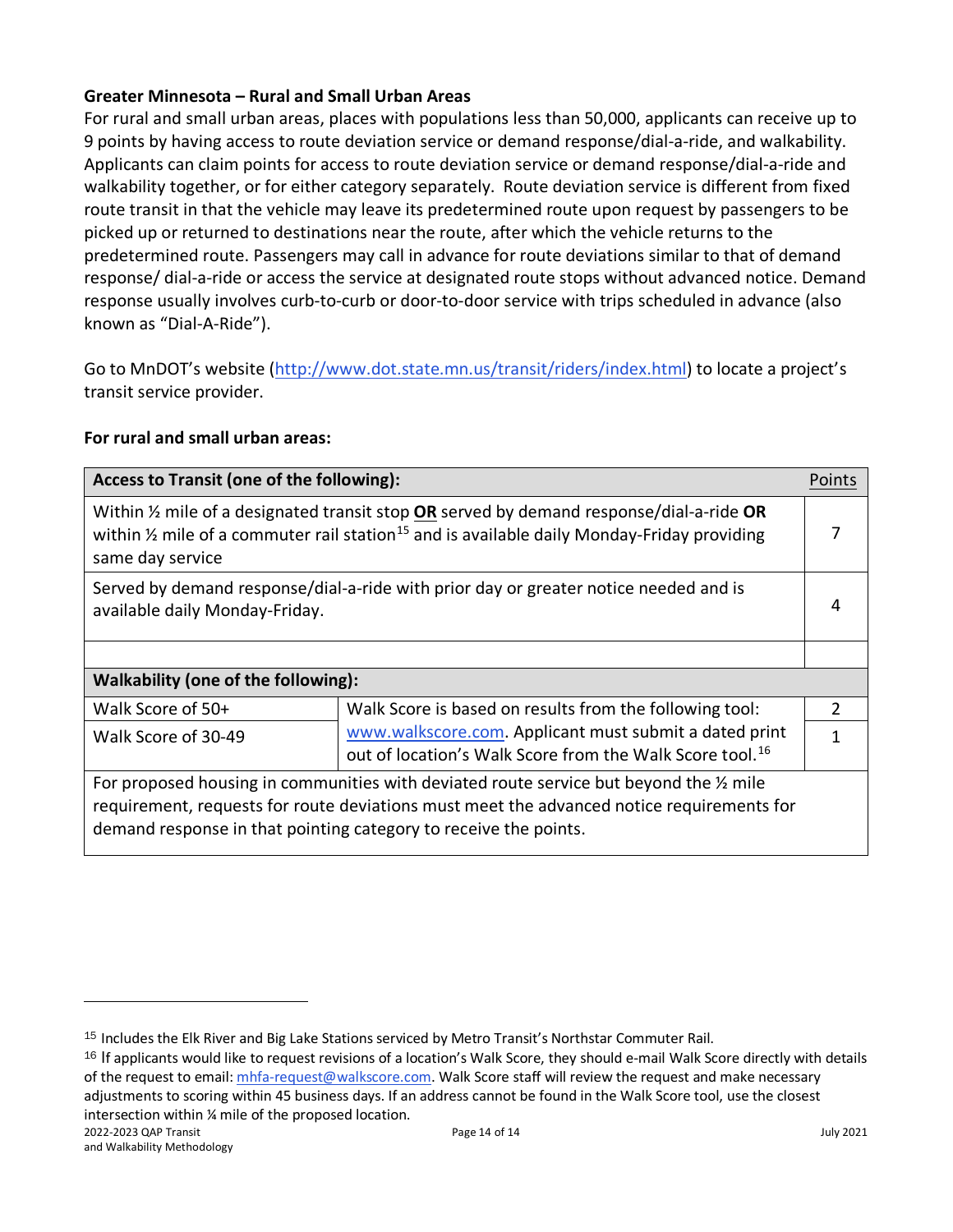**Greater Minnesota – Rural and Small Urban Areas**

For rural and small urban areas, places with populations less than 50,000, applicants can receive up to 9 points by having access to route deviation service or demand response/dial-a-ride, and walkability. Applicants can claim points for access to route deviation service or demand response/dial-a-ride and walkability together, or for either category separately. Route deviation service is different from fixed route transit in that the vehicle may leave its predetermined route upon request by passengers to be picked up or returned to destinations near the route, after which the vehicle returns to the predetermined route. Passengers may call in advance for route deviations similar to that of demand response/ dial-a-ride or access the service at designated route stops without advanced notice. Demand response usually involves curb-to-curb or door-to-door service with trips scheduled in advance (also known as "Dial-A-Ride").

Go to MnDOT's website (http://www.dot.state.mn.us/transit/riders/index.html) to locate a project's transit service provider.

**For rural and small urban areas:**

| **Access to Transit (one of the following):** | | Points |
|---|---|---|
| Within ½ mile of a designated transit stop **OR** served by demand response/dial-a-ride **OR** within ½ mile of a commuter rail station[15] and is available daily Monday-Friday providing same day service | | 7 |
| Served by demand response/dial-a-ride with prior day or greater notice needed and is available daily Monday-Friday. | | 4 |
| | | |
| **Walkability (one of the following):** | | |
| Walk Score of 50+ | Walk Score is based on results from the following tool: www.walkscore.com. Applicant must submit a dated print out of location's Walk Score from the Walk Score tool.[16] | 2 |
| Walk Score of 30-49 | | 1 |
| For proposed housing in communities with deviated route service but beyond the ½ mile requirement, requests for route deviations must meet the advanced notice requirements for demand response in that pointing category to receive the points. | | |

[15] Includes the Elk River and Big Lake Stations serviced by Metro Transit's Northstar Commuter Rail.

[16] If applicants would like to request revisions of a location's Walk Score, they should e-mail Walk Score directly with details of the request to email: mhfa-request@walkscore.com. Walk Score staff will review the request and make necessary adjustments to scoring within 45 business days. If an address cannot be found in the Walk Score tool, use the closest intersection within ¼ mile of the proposed location.